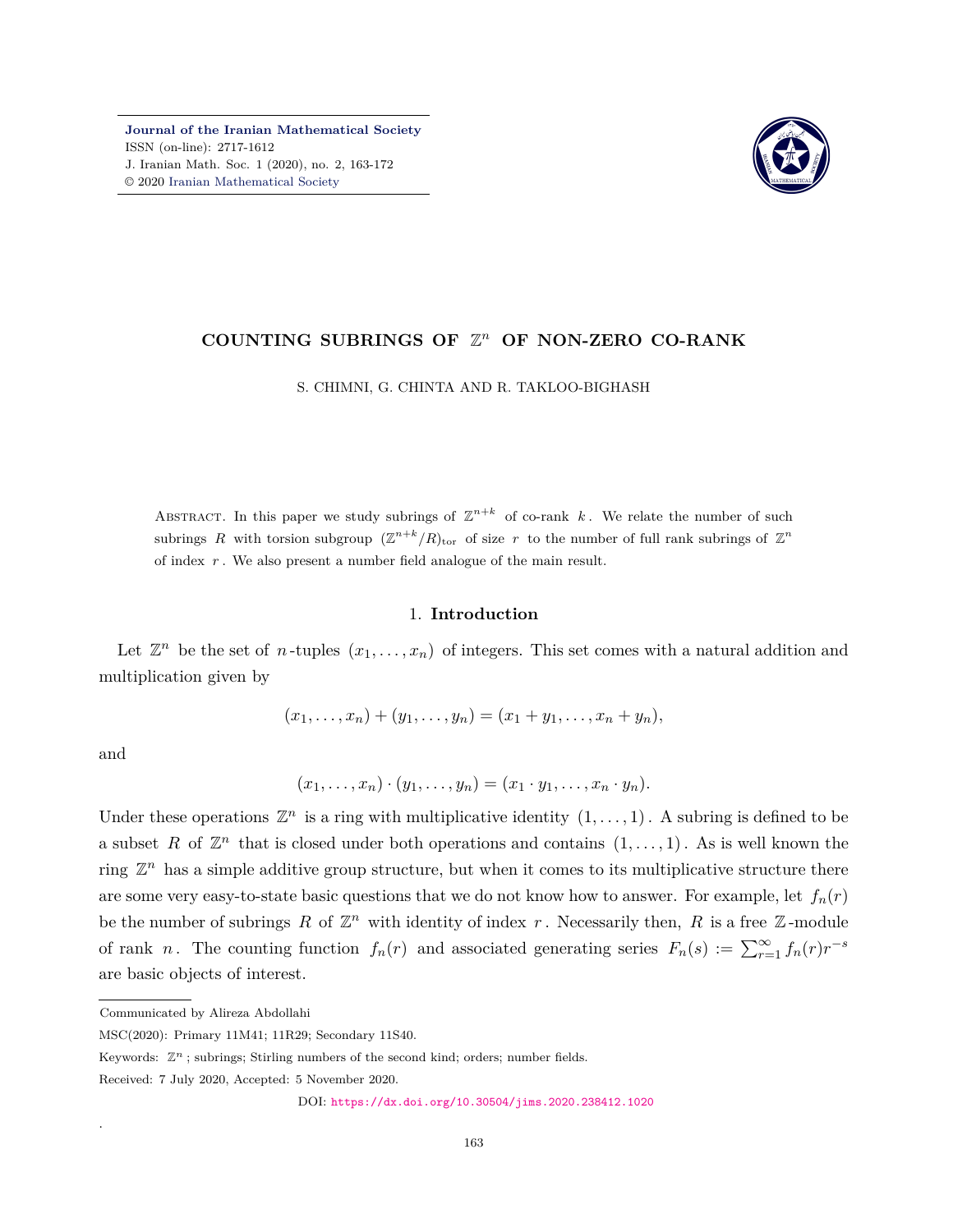# COUNTING SUBRINGS OF $\mathbb{Z}^n$ OF NON-ZERO CO-RANK

S. CHIMNI, G. CHINTA AND R. TAKLOO-BIGHASH

Abstract. In this paper we study subrings of $\mathbb{Z}^{n+k}$ of co-rank $k$. We relate the number of such subrings $R$ with torsion subgroup $(\mathbb{Z}^{n+k}/R)_{\mathrm{tor}}$ of size $r$ to the number of full rank subrings of $\mathbb{Z}^n$ of index $r$. We also present a number field analogue of the main result.

## 1. Introduction

Let $\mathbb{Z}^n$ be the set of $n$-tuples $(x_1, \ldots, x_n)$ of integers. This set comes with a natural addition and multiplication given by

$$(x_1, \ldots, x_n) + (y_1, \ldots, y_n) = (x_1 + y_1, \ldots, x_n + y_n),$$

and

$$(x_1, \ldots, x_n) \cdot (y_1, \ldots, y_n) = (x_1 \cdot y_1, \ldots, x_n \cdot y_n).$$

Under these operations $\mathbb{Z}^n$ is a ring with multiplicative identity $(1, \ldots, 1)$. A subring is defined to be a subset $R$ of $\mathbb{Z}^n$ that is closed under both operations and contains $(1, \ldots, 1)$. As is well known the ring $\mathbb{Z}^n$ has a simple additive group structure, but when it comes to its multiplicative structure there are some very easy-to-state basic questions that we do not know how to answer. For example, let $f_n(r)$ be the number of subrings $R$ of $\mathbb{Z}^n$ with identity of index $r$. Necessarily then, $R$ is a free $\mathbb{Z}$-module of rank $n$. The counting function $f_n(r)$ and associated generating series $F_n(s) := \sum_{r=1}^{\infty} f_n(r) r^{-s}$ are basic objects of interest.

Communicated by Alireza Abdollahi

MSC(2020): Primary 11M41; 11R29; Secondary 11S40.

Keywords: $\mathbb{Z}^n$; subrings; Stirling numbers of the second kind; orders; number fields.

Received: 7 July 2020, Accepted: 5 November 2020.

DOI: https://dx.doi.org/10.30504/jims.2020.238412.1020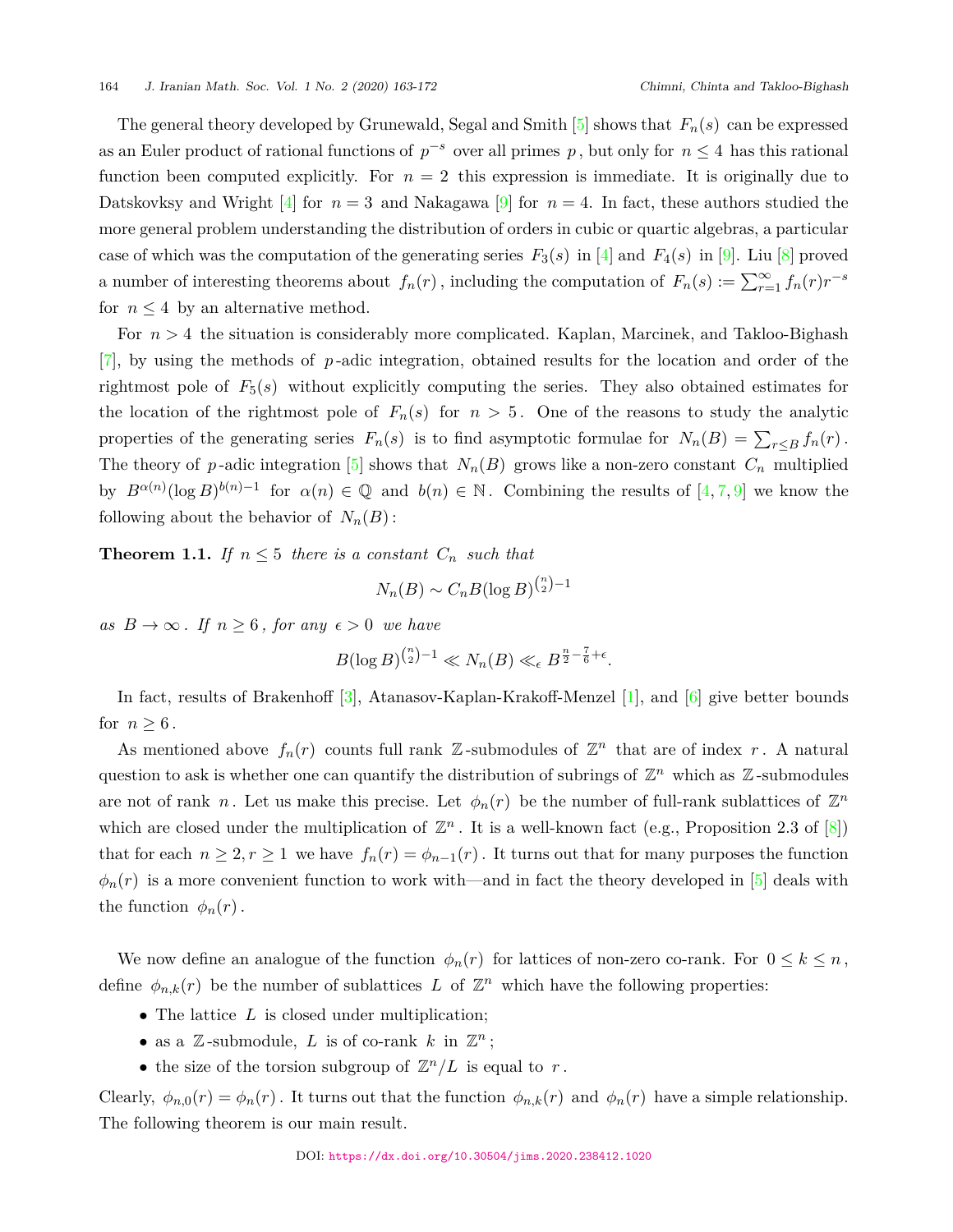The general theory developed by Grunewald, Segal and Smith [5] shows that $F_n(s)$ can be expressed as an Euler product of rational functions of $p^{-s}$ over all primes $p$, but only for $n \le 4$ has this rational function been computed explicitly. For $n = 2$ this expression is immediate. It is originally due to Datskovksy and Wright [4] for $n = 3$ and Nakagawa [9] for $n = 4$. In fact, these authors studied the more general problem understanding the distribution of orders in cubic or quartic algebras, a particular case of which was the computation of the generating series $F_3(s)$ in [4] and $F_4(s)$ in [9]. Liu [8] proved a number of interesting theorems about $f_n(r)$, including the computation of $F_n(s) := \sum_{r=1}^{\infty} f_n(r) r^{-s}$ for $n \le 4$ by an alternative method.

For $n > 4$ the situation is considerably more complicated. Kaplan, Marcinek, and Takloo-Bighash [7], by using the methods of $p$-adic integration, obtained results for the location and order of the rightmost pole of $F_5(s)$ without explicitly computing the series. They also obtained estimates for the location of the rightmost pole of $F_n(s)$ for $n > 5$. One of the reasons to study the analytic properties of the generating series $F_n(s)$ is to find asymptotic formulae for $N_n(B) = \sum_{r \le B} f_n(r)$. The theory of $p$-adic integration [5] shows that $N_n(B)$ grows like a non-zero constant $C_n$ multiplied by $B^{\alpha(n)} (\log B)^{b(n)-1}$ for $\alpha(n) \in \mathbb{Q}$ and $b(n) \in \mathbb{N}$. Combining the results of [4, 7, 9] we know the following about the behavior of $N_n(B)$:

**Theorem 1.1.** *If $n \le 5$ there is a constant $C_n$ such that*

$$N_n(B) \sim C_n B (\log B)^{\binom{n}{2}-1}$$

*as $B \to \infty$. If $n \ge 6$, for any $\epsilon > 0$ we have*

$$B(\log B)^{\binom{n}{2}-1} \ll N_n(B) \ll_\epsilon B^{\frac{n}{2} - \frac{7}{6} + \epsilon}.$$

In fact, results of Brakenhoff [3], Atanasov-Kaplan-Krakoff-Menzel [1], and [6] give better bounds for $n \ge 6$.

As mentioned above $f_n(r)$ counts full rank $\mathbb{Z}$-submodules of $\mathbb{Z}^n$ that are of index $r$. A natural question to ask is whether one can quantify the distribution of subrings of $\mathbb{Z}^n$ which as $\mathbb{Z}$-submodules are not of rank $n$. Let us make this precise. Let $\phi_n(r)$ be the number of full-rank sublattices of $\mathbb{Z}^n$ which are closed under the multiplication of $\mathbb{Z}^n$. It is a well-known fact (e.g., Proposition 2.3 of [8]) that for each $n \ge 2, r \ge 1$ we have $f_n(r) = \phi_{n-1}(r)$. It turns out that for many purposes the function $\phi_n(r)$ is a more convenient function to work with—and in fact the theory developed in [5] deals with the function $\phi_n(r)$.

We now define an analogue of the function $\phi_n(r)$ for lattices of non-zero co-rank. For $0 \le k \le n$, define $\phi_{n,k}(r)$ be the number of sublattices $L$ of $\mathbb{Z}^n$ which have the following properties:

- The lattice $L$ is closed under multiplication;
- as a $\mathbb{Z}$-submodule, $L$ is of co-rank $k$ in $\mathbb{Z}^n$;
- the size of the torsion subgroup of $\mathbb{Z}^n/L$ is equal to $r$.

Clearly, $\phi_{n,0}(r) = \phi_n(r)$. It turns out that the function $\phi_{n,k}(r)$ and $\phi_n(r)$ have a simple relationship. The following theorem is our main result.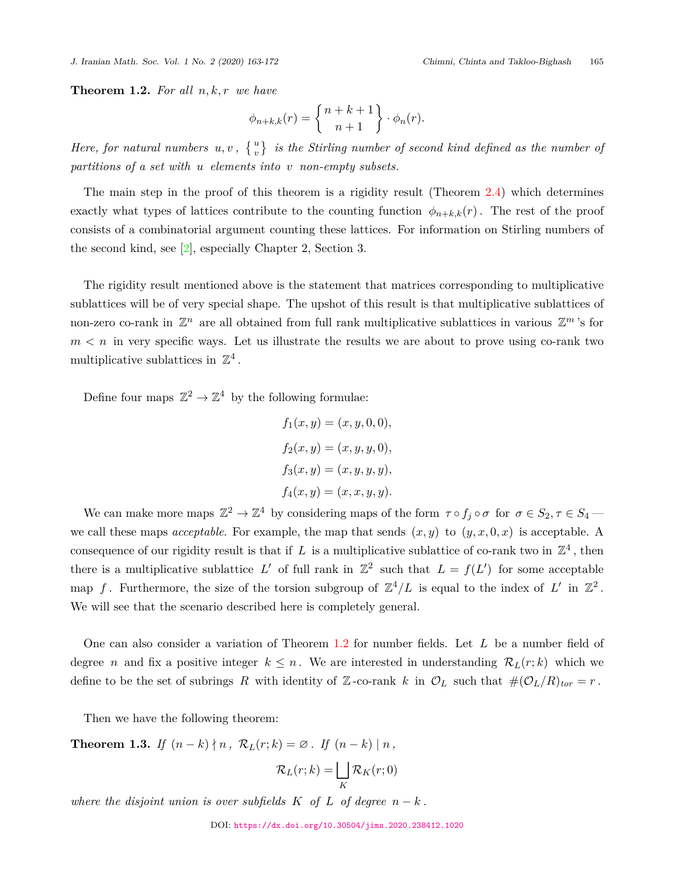**Theorem 1.2.** *For all $n, k, r$ we have*

$$\phi_{n+k,k}(r) = \left\{ \begin{matrix} n+k+1 \\ n+1 \end{matrix} \right\} \cdot \phi_n(r).$$

*Here, for natural numbers $u, v$, $\left\{ \begin{smallmatrix} u \\ v \end{smallmatrix} \right\}$ is the Stirling number of second kind defined as the number of partitions of a set with $u$ elements into $v$ non-empty subsets.*

The main step in the proof of this theorem is a rigidity result (Theorem 2.4) which determines exactly what types of lattices contribute to the counting function $\phi_{n+k,k}(r)$. The rest of the proof consists of a combinatorial argument counting these lattices. For information on Stirling numbers of the second kind, see [2], especially Chapter 2, Section 3.

The rigidity result mentioned above is the statement that matrices corresponding to multiplicative sublattices will be of very special shape. The upshot of this result is that multiplicative sublattices of non-zero co-rank in $\mathbb{Z}^n$ are all obtained from full rank multiplicative sublattices in various $\mathbb{Z}^m$'s for $m < n$ in very specific ways. Let us illustrate the results we are about to prove using co-rank two multiplicative sublattices in $\mathbb{Z}^4$.

Define four maps $\mathbb{Z}^2 \to \mathbb{Z}^4$ by the following formulae:

$$f_1(x, y) = (x, y, 0, 0),$$

$$f_2(x, y) = (x, y, y, 0),$$

$$f_3(x, y) = (x, y, y, y),$$

$$f_4(x, y) = (x, x, y, y).$$

We can make more maps $\mathbb{Z}^2 \to \mathbb{Z}^4$ by considering maps of the form $\tau \circ f_j \circ \sigma$ for $\sigma \in S_2, \tau \in S_4$ — we call these maps *acceptable*. For example, the map that sends $(x, y)$ to $(y, x, 0, x)$ is acceptable. A consequence of our rigidity result is that if $L$ is a multiplicative sublattice of co-rank two in $\mathbb{Z}^4$, then there is a multiplicative sublattice $L'$ of full rank in $\mathbb{Z}^2$ such that $L = f(L')$ for some acceptable map $f$. Furthermore, the size of the torsion subgroup of $\mathbb{Z}^4/L$ is equal to the index of $L'$ in $\mathbb{Z}^2$. We will see that the scenario described here is completely general.

One can also consider a variation of Theorem 1.2 for number fields. Let $L$ be a number field of degree $n$ and fix a positive integer $k \leq n$. We are interested in understanding $\mathcal{R}_L(r; k)$ which we define to be the set of subrings $R$ with identity of $\mathbb{Z}$-co-rank $k$ in $\mathcal{O}_L$ such that $\#(\mathcal{O}_L/R)_{tor} = r$.

Then we have the following theorem:

**Theorem 1.3.** *If $(n-k) \nmid n$, $\mathcal{R}_L(r; k) = \varnothing$. If $(n-k) \mid n$,*

$$\mathcal{R}_L(r; k) = \bigsqcup_K \mathcal{R}_K(r; 0)$$

*where the disjoint union is over subfields $K$ of $L$ of degree $n - k$.*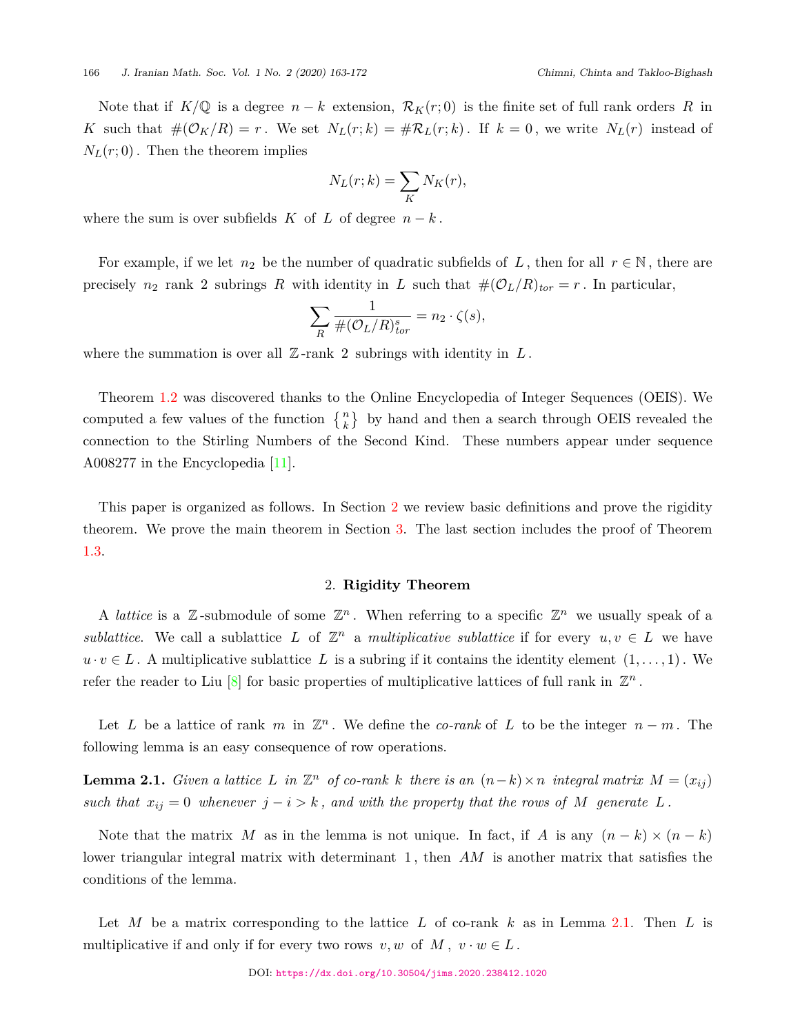Note that if $K/\mathbb{Q}$ is a degree $n-k$ extension, $\mathcal{R}_K(r;0)$ is the finite set of full rank orders $R$ in $K$ such that $\#(\mathcal{O}_K/R) = r$. We set $N_L(r;k) = \#\mathcal{R}_L(r;k)$. If $k=0$, we write $N_L(r)$ instead of $N_L(r;0)$. Then the theorem implies

$$N_L(r;k) = \sum_K N_K(r),$$

where the sum is over subfields $K$ of $L$ of degree $n-k$.

For example, if we let $n_2$ be the number of quadratic subfields of $L$, then for all $r \in \mathbb{N}$, there are precisely $n_2$ rank 2 subrings $R$ with identity in $L$ such that $\#(\mathcal{O}_L/R)_{tor} = r$. In particular,

$$\sum_R \frac{1}{\#(\mathcal{O}_L/R)_{tor}^s} = n_2 \cdot \zeta(s),$$

where the summation is over all $\mathbb{Z}$-rank 2 subrings with identity in $L$.

Theorem 1.2 was discovered thanks to the Online Encyclopedia of Integer Sequences (OEIS). We computed a few values of the function $\left\{ {n \atop k} \right\}$ by hand and then a search through OEIS revealed the connection to the Stirling Numbers of the Second Kind. These numbers appear under sequence A008277 in the Encyclopedia [11].

This paper is organized as follows. In Section 2 we review basic definitions and prove the rigidity theorem. We prove the main theorem in Section 3. The last section includes the proof of Theorem 1.3.

## 2. **Rigidity Theorem**

A *lattice* is a $\mathbb{Z}$-submodule of some $\mathbb{Z}^n$. When referring to a specific $\mathbb{Z}^n$ we usually speak of a *sublattice*. We call a sublattice $L$ of $\mathbb{Z}^n$ a *multiplicative sublattice* if for every $u, v \in L$ we have $u \cdot v \in L$. A multiplicative sublattice $L$ is a subring if it contains the identity element $(1, \ldots, 1)$. We refer the reader to Liu [8] for basic properties of multiplicative lattices of full rank in $\mathbb{Z}^n$.

Let $L$ be a lattice of rank $m$ in $\mathbb{Z}^n$. We define the *co-rank* of $L$ to be the integer $n-m$. The following lemma is an easy consequence of row operations.

**Lemma 2.1.** *Given a lattice $L$ in $\mathbb{Z}^n$ of co-rank $k$ there is an $(n-k) \times n$ integral matrix $M = (x_{ij})$ such that $x_{ij} = 0$ whenever $j - i > k$, and with the property that the rows of $M$ generate $L$.*

Note that the matrix $M$ as in the lemma is not unique. In fact, if $A$ is any $(n-k) \times (n-k)$ lower triangular integral matrix with determinant $1$, then $AM$ is another matrix that satisfies the conditions of the lemma.

Let $M$ be a matrix corresponding to the lattice $L$ of co-rank $k$ as in Lemma 2.1. Then $L$ is multiplicative if and only if for every two rows $v, w$ of $M$, $v \cdot w \in L$.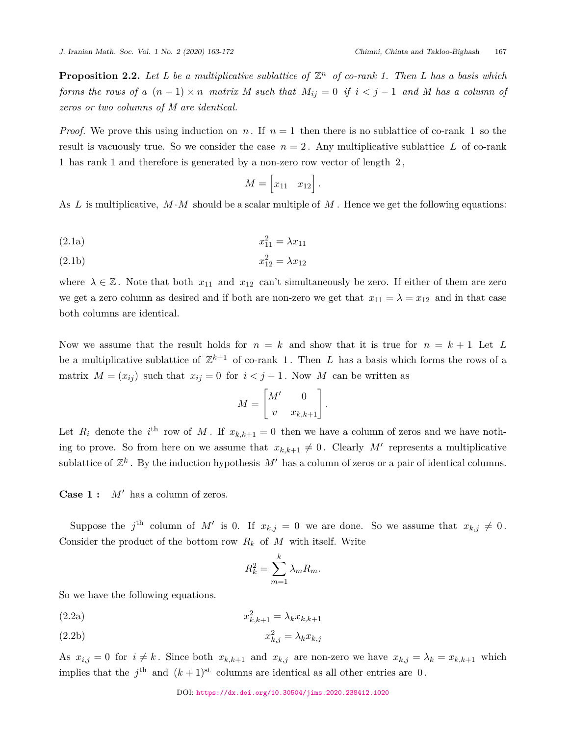**Proposition 2.2.** *Let $L$ be a multiplicative sublattice of $\mathbb{Z}^n$ of co-rank 1. Then $L$ has a basis which forms the rows of a $(n-1)\times n$ matrix $M$ such that $M_{ij}=0$ if $i<j-1$ and $M$ has a column of zeros or two columns of $M$ are identical.*

*Proof.* We prove this using induction on $n$. If $n=1$ then there is no sublattice of co-rank 1 so the result is vacuously true. So we consider the case $n=2$. Any multiplicative sublattice $L$ of co-rank 1 has rank 1 and therefore is generated by a non-zero row vector of length 2,

$$M=\begin{bmatrix}x_{11} & x_{12}\end{bmatrix}.$$

As $L$ is multiplicative, $M\cdot M$ should be a scalar multiple of $M$. Hence we get the following equations:

$$x_{11}^2=\lambda x_{11} \tag{2.1a}$$

$$x_{12}^2=\lambda x_{12} \tag{2.1b}$$

where $\lambda\in\mathbb{Z}$. Note that both $x_{11}$ and $x_{12}$ can't simultaneously be zero. If either of them are zero we get a zero column as desired and if both are non-zero we get that $x_{11}=\lambda=x_{12}$ and in that case both columns are identical.

Now we assume that the result holds for $n=k$ and show that it is true for $n=k+1$ Let $L$ be a multiplicative sublattice of $\mathbb{Z}^{k+1}$ of co-rank 1. Then $L$ has a basis which forms the rows of a matrix $M=(x_{ij})$ such that $x_{ij}=0$ for $i<j-1$. Now $M$ can be written as

$$M=\begin{bmatrix}M' & 0\\ v & x_{k,k+1}\end{bmatrix}.$$

Let $R_i$ denote the $i^{\text{th}}$ row of $M$. If $x_{k,k+1}=0$ then we have a column of zeros and we have nothing to prove. So from here on we assume that $x_{k,k+1}\neq 0$. Clearly $M'$ represents a multiplicative sublattice of $\mathbb{Z}^k$. By the induction hypothesis $M'$ has a column of zeros or a pair of identical columns.

**Case 1 :** $M'$ has a column of zeros.

Suppose the $j^{\text{th}}$ column of $M'$ is 0. If $x_{k,j}=0$ we are done. So we assume that $x_{k,j}\neq 0$. Consider the product of the bottom row $R_k$ of $M$ with itself. Write

$$R_k^2=\sum_{m=1}^{k}\lambda_m R_m.$$

So we have the following equations.

$$x_{k,k+1}^2=\lambda_k x_{k,k+1} \tag{2.2a}$$

$$x_{k,j}^2=\lambda_k x_{k,j} \tag{2.2b}$$

As $x_{i,j}=0$ for $i\neq k$. Since both $x_{k,k+1}$ and $x_{k,j}$ are non-zero we have $x_{k,j}=\lambda_k=x_{k,k+1}$ which implies that the $j^{\text{th}}$ and $(k+1)^{\text{st}}$ columns are identical as all other entries are 0.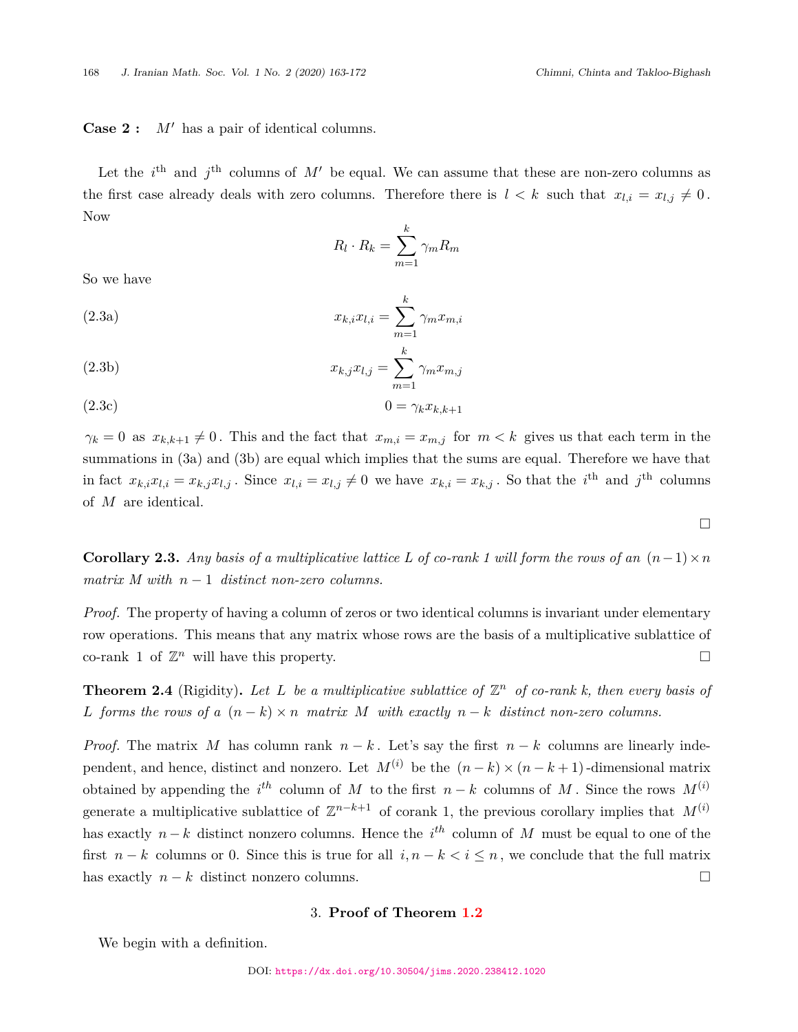**Case 2 :** $M'$ has a pair of identical columns.

Let the $i^{\text{th}}$ and $j^{\text{th}}$ columns of $M'$ be equal. We can assume that these are non-zero columns as the first case already deals with zero columns. Therefore there is $l < k$ such that $x_{l,i} = x_{l,j} \neq 0$. Now

$$R_l \cdot R_k = \sum_{m=1}^{k} \gamma_m R_m$$

So we have

$$x_{k,i} x_{l,i} = \sum_{m=1}^{k} \gamma_m x_{m,i} \tag{2.3a}$$

$$x_{k,j} x_{l,j} = \sum_{m=1}^{k} \gamma_m x_{m,j} \tag{2.3b}$$

$$0 = \gamma_k x_{k,k+1} \tag{2.3c}$$

$\gamma_k = 0$ as $x_{k,k+1} \neq 0$. This and the fact that $x_{m,i} = x_{m,j}$ for $m < k$ gives us that each term in the summations in (3a) and (3b) are equal which implies that the sums are equal. Therefore we have that in fact $x_{k,i} x_{l,i} = x_{k,j} x_{l,j}$. Since $x_{l,i} = x_{l,j} \neq 0$ we have $x_{k,i} = x_{k,j}$. So that the $i^{\text{th}}$ and $j^{\text{th}}$ columns of $M$ are identical.

□

**Corollary 2.3.** *Any basis of a multiplicative lattice $L$ of co-rank 1 will form the rows of an $(n-1) \times n$ matrix $M$ with $n-1$ distinct non-zero columns.*

*Proof.* The property of having a column of zeros or two identical columns is invariant under elementary row operations. This means that any matrix whose rows are the basis of a multiplicative sublattice of co-rank 1 of $\mathbb{Z}^n$ will have this property. □

**Theorem 2.4** (Rigidity)**.** *Let $L$ be a multiplicative sublattice of $\mathbb{Z}^n$ of co-rank $k$, then every basis of $L$ forms the rows of a $(n-k) \times n$ matrix $M$ with exactly $n-k$ distinct non-zero columns.*

*Proof.* The matrix $M$ has column rank $n-k$. Let's say the first $n-k$ columns are linearly independent, and hence, distinct and nonzero. Let $M^{(i)}$ be the $(n-k) \times (n-k+1)$-dimensional matrix obtained by appending the $i^{th}$ column of $M$ to the first $n-k$ columns of $M$. Since the rows $M^{(i)}$ generate a multiplicative sublattice of $\mathbb{Z}^{n-k+1}$ of corank 1, the previous corollary implies that $M^{(i)}$ has exactly $n-k$ distinct nonzero columns. Hence the $i^{th}$ column of $M$ must be equal to one of the first $n-k$ columns or 0. Since this is true for all $i, n-k < i \leq n$, we conclude that the full matrix has exactly $n-k$ distinct nonzero columns. □

## 3. Proof of Theorem 1.2

We begin with a definition.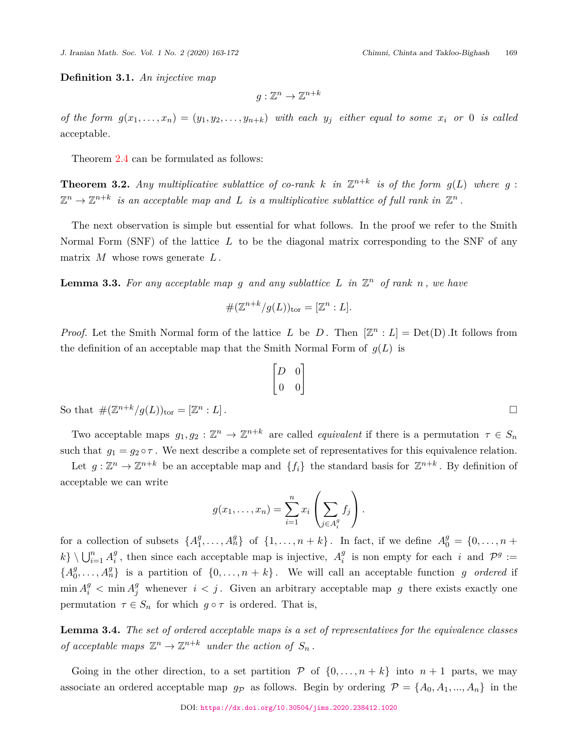**Definition 3.1.** *An injective map*

$$g : \mathbb{Z}^n \to \mathbb{Z}^{n+k}$$

*of the form* $g(x_1, \ldots, x_n) = (y_1, y_2, \ldots, y_{n+k})$ *with each* $y_j$ *either equal to some* $x_i$ *or* $0$ *is called* acceptable.

Theorem 2.4 can be formulated as follows:

**Theorem 3.2.** *Any multiplicative sublattice of co-rank* $k$ *in* $\mathbb{Z}^{n+k}$ *is of the form* $g(L)$ *where* $g : \mathbb{Z}^n \to \mathbb{Z}^{n+k}$ *is an acceptable map and* $L$ *is a multiplicative sublattice of full rank in* $\mathbb{Z}^n$.

The next observation is simple but essential for what follows. In the proof we refer to the Smith Normal Form (SNF) of the lattice $L$ to be the diagonal matrix corresponding to the SNF of any matrix $M$ whose rows generate $L$.

**Lemma 3.3.** *For any acceptable map* $g$ *and any sublattice* $L$ *in* $\mathbb{Z}^n$ *of rank* $n$, *we have*

$$\#(\mathbb{Z}^{n+k}/g(L))_{\mathrm{tor}} = [\mathbb{Z}^n : L].$$

*Proof.* Let the Smith Normal form of the lattice $L$ be $D$. Then $[\mathbb{Z}^n : L] = \mathrm{Det(D)}$.It follows from the definition of an acceptable map that the Smith Normal Form of $g(L)$ is

$$\begin{bmatrix} D & 0 \\ 0 & 0 \end{bmatrix}$$

So that $\#(\mathbb{Z}^{n+k}/g(L))_{\mathrm{tor}} = [\mathbb{Z}^n : L]$. □

Two acceptable maps $g_1, g_2 : \mathbb{Z}^n \to \mathbb{Z}^{n+k}$ are called *equivalent* if there is a permutation $\tau \in S_n$ such that $g_1 = g_2 \circ \tau$. We next describe a complete set of representatives for this equivalence relation.

Let $g : \mathbb{Z}^n \to \mathbb{Z}^{n+k}$ be an acceptable map and $\{f_i\}$ the standard basis for $\mathbb{Z}^{n+k}$. By definition of acceptable we can write

$$g(x_1, \ldots, x_n) = \sum_{i=1}^{n} x_i \left( \sum_{j \in A_i^g} f_j \right).$$

for a collection of subsets $\{A_1^g, \ldots, A_n^g\}$ of $\{1, \ldots, n+k\}$. In fact, if we define $A_0^g = \{0, \ldots, n+k\} \setminus \bigcup_{i=1}^n A_i^g$, then since each acceptable map is injective, $A_i^g$ is non empty for each $i$ and $\mathcal{P}^g := \{A_0^g, \ldots, A_n^g\}$ is a partition of $\{0, \ldots, n+k\}$. We will call an acceptable function $g$ *ordered* if $\min A_i^g < \min A_j^g$ whenever $i < j$. Given an arbitrary acceptable map $g$ there exists exactly one permutation $\tau \in S_n$ for which $g \circ \tau$ is ordered. That is,

**Lemma 3.4.** *The set of ordered acceptable maps is a set of representatives for the equivalence classes of acceptable maps* $\mathbb{Z}^n \to \mathbb{Z}^{n+k}$ *under the action of* $S_n$.

Going in the other direction, to a set partition $\mathcal{P}$ of $\{0, \ldots, n+k\}$ into $n+1$ parts, we may associate an ordered acceptable map $g_{\mathcal{P}}$ as follows. Begin by ordering $\mathcal{P} = \{A_0, A_1, ..., A_n\}$ in the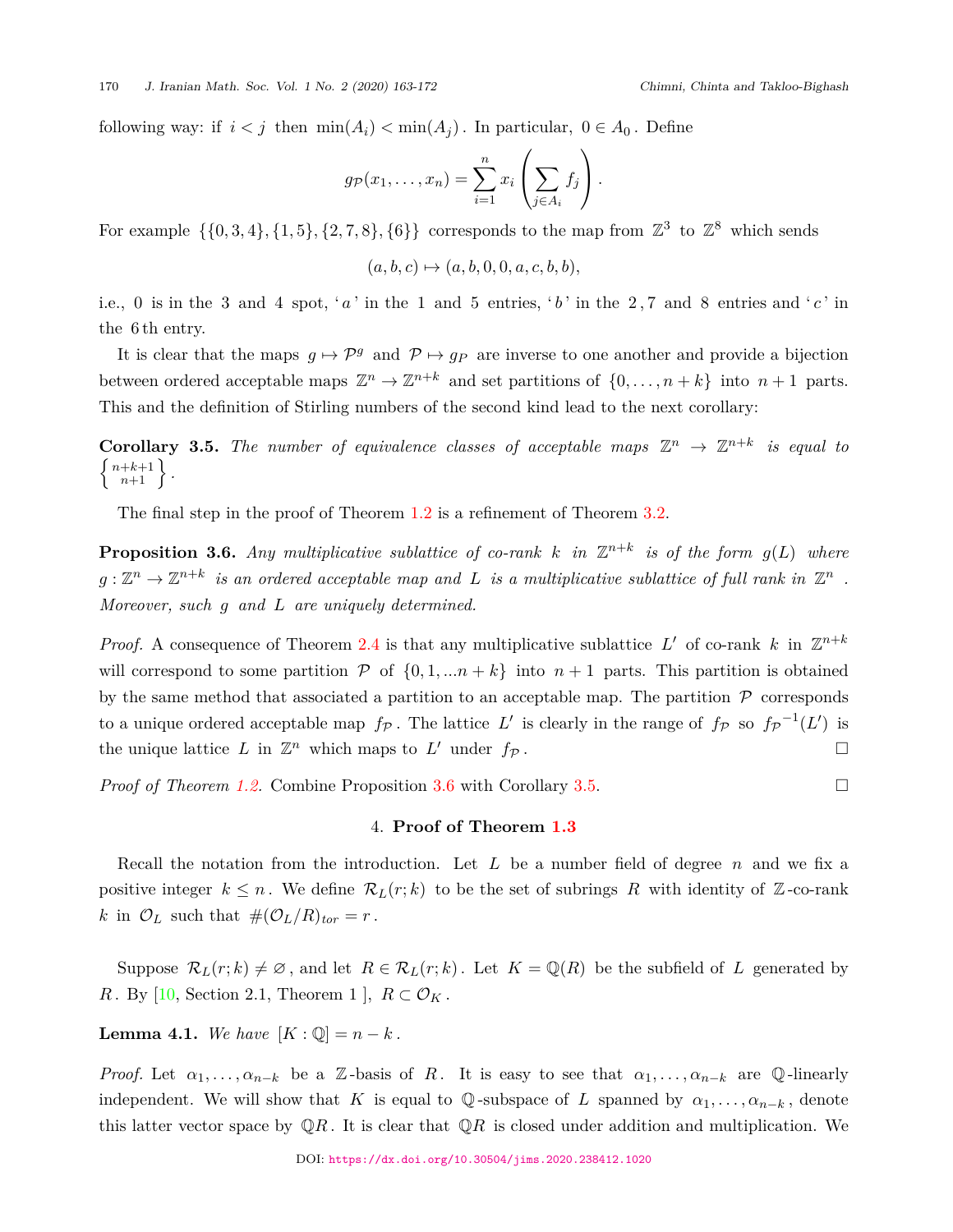following way: if $i < j$ then $\min(A_i) < \min(A_j)$. In particular, $0 \in A_0$. Define

$$g_{\mathcal{P}}(x_1, \ldots, x_n) = \sum_{i=1}^{n} x_i \left( \sum_{j \in A_i} f_j \right).$$

For example $\{\{0,3,4\},\{1,5\},\{2,7,8\},\{6\}\}$ corresponds to the map from $\mathbb{Z}^3$ to $\mathbb{Z}^8$ which sends

$$(a,b,c) \mapsto (a,b,0,0,a,c,b,b),$$

i.e., 0 is in the 3 and 4 spot, '$a$' in the 1 and 5 entries, '$b$' in the 2, 7 and 8 entries and '$c$' in the 6 th entry.

It is clear that the maps $g \mapsto \mathcal{P}^g$ and $\mathcal{P} \mapsto g_P$ are inverse to one another and provide a bijection between ordered acceptable maps $\mathbb{Z}^n \to \mathbb{Z}^{n+k}$ and set partitions of $\{0, \ldots, n+k\}$ into $n+1$ parts. This and the definition of Stirling numbers of the second kind lead to the next corollary:

**Corollary 3.5.** *The number of equivalence classes of acceptable maps $\mathbb{Z}^n \to \mathbb{Z}^{n+k}$ is equal to $\left\{ {n+k+1 \atop n+1} \right\}$.*

The final step in the proof of Theorem 1.2 is a refinement of Theorem 3.2.

**Proposition 3.6.** *Any multiplicative sublattice of co-rank $k$ in $\mathbb{Z}^{n+k}$ is of the form $g(L)$ where $g : \mathbb{Z}^n \to \mathbb{Z}^{n+k}$ is an ordered acceptable map and $L$ is a multiplicative sublattice of full rank in $\mathbb{Z}^n$. Moreover, such $g$ and $L$ are uniquely determined.*

*Proof.* A consequence of Theorem 2.4 is that any multiplicative sublattice $L'$ of co-rank $k$ in $\mathbb{Z}^{n+k}$ will correspond to some partition $\mathcal{P}$ of $\{0, 1, \ldots n+k\}$ into $n+1$ parts. This partition is obtained by the same method that associated a partition to an acceptable map. The partition $\mathcal{P}$ corresponds to a unique ordered acceptable map $f_{\mathcal{P}}$. The lattice $L'$ is clearly in the range of $f_{\mathcal{P}}$ so ${f_{\mathcal{P}}}^{-1}(L')$ is the unique lattice $L$ in $\mathbb{Z}^n$ which maps to $L'$ under $f_{\mathcal{P}}$. □

*Proof of Theorem 1.2.* Combine Proposition 3.6 with Corollary 3.5. □

## 4. Proof of Theorem 1.3

Recall the notation from the introduction. Let $L$ be a number field of degree $n$ and we fix a positive integer $k \leq n$. We define $\mathcal{R}_L(r;k)$ to be the set of subrings $R$ with identity of $\mathbb{Z}$-co-rank $k$ in $\mathcal{O}_L$ such that $\#(\mathcal{O}_L/R)_{tor} = r$.

Suppose $\mathcal{R}_L(r;k) \neq \varnothing$, and let $R \in \mathcal{R}_L(r;k)$. Let $K = \mathbb{Q}(R)$ be the subfield of $L$ generated by $R$. By [10, Section 2.1, Theorem 1 ], $R \subset \mathcal{O}_K$.

**Lemma 4.1.** *We have $[K : \mathbb{Q}] = n - k$.*

*Proof.* Let $\alpha_1, \ldots, \alpha_{n-k}$ be a $\mathbb{Z}$-basis of $R$. It is easy to see that $\alpha_1, \ldots, \alpha_{n-k}$ are $\mathbb{Q}$-linearly independent. We will show that $K$ is equal to $\mathbb{Q}$-subspace of $L$ spanned by $\alpha_1, \ldots, \alpha_{n-k}$, denote this latter vector space by $\mathbb{Q}R$. It is clear that $\mathbb{Q}R$ is closed under addition and multiplication. We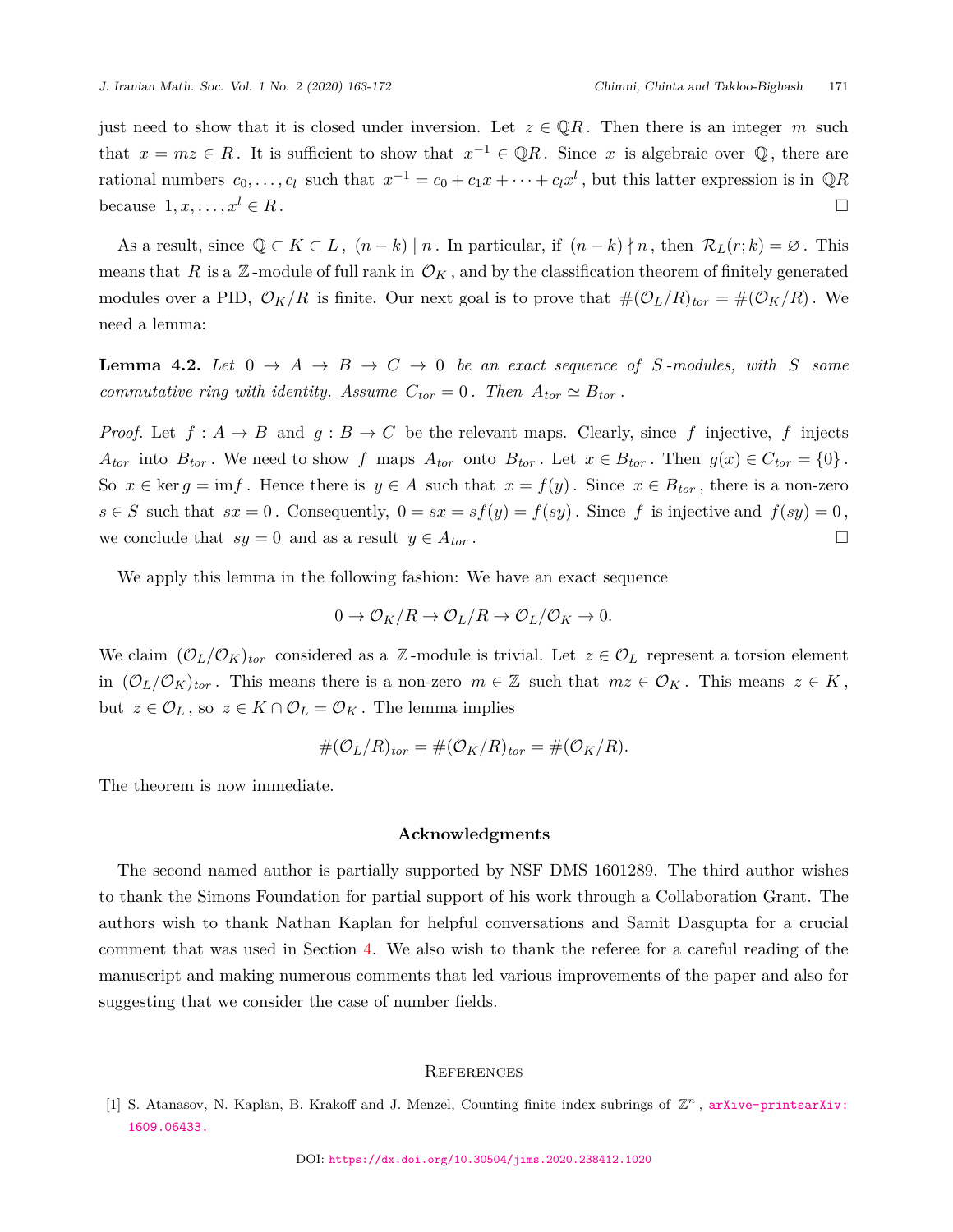just need to show that it is closed under inversion. Let $z \in \mathbb{Q}R$. Then there is an integer $m$ such that $x = mz \in R$. It is sufficient to show that $x^{-1} \in \mathbb{Q}R$. Since $x$ is algebraic over $\mathbb{Q}$, there are rational numbers $c_0, \ldots, c_l$ such that $x^{-1} = c_0 + c_1 x + \cdots + c_l x^l$, but this latter expression is in $\mathbb{Q}R$ because $1, x, \ldots, x^l \in R$. □

As a result, since $\mathbb{Q} \subset K \subset L$, $(n-k) \mid n$. In particular, if $(n-k) \nmid n$, then $\mathcal{R}_L(r;k) = \varnothing$. This means that $R$ is a $\mathbb{Z}$-module of full rank in $\mathcal{O}_K$, and by the classification theorem of finitely generated modules over a PID, $\mathcal{O}_K/R$ is finite. Our next goal is to prove that $\#(\mathcal{O}_L/R)_{tor} = \#(\mathcal{O}_K/R)$. We need a lemma:

**Lemma 4.2.** *Let $0 \to A \to B \to C \to 0$ be an exact sequence of $S$-modules, with $S$ some commutative ring with identity. Assume $C_{tor} = 0$. Then $A_{tor} \simeq B_{tor}$.*

*Proof.* Let $f : A \to B$ and $g : B \to C$ be the relevant maps. Clearly, since $f$ injective, $f$ injects $A_{tor}$ into $B_{tor}$. We need to show $f$ maps $A_{tor}$ onto $B_{tor}$. Let $x \in B_{tor}$. Then $g(x) \in C_{tor} = \{0\}$. So $x \in \ker g = \mathrm{im} f$. Hence there is $y \in A$ such that $x = f(y)$. Since $x \in B_{tor}$, there is a non-zero $s \in S$ such that $sx = 0$. Consequently, $0 = sx = sf(y) = f(sy)$. Since $f$ is injective and $f(sy) = 0$, we conclude that $sy = 0$ and as a result $y \in A_{tor}$. □

We apply this lemma in the following fashion: We have an exact sequence

$$0 \to \mathcal{O}_K/R \to \mathcal{O}_L/R \to \mathcal{O}_L/\mathcal{O}_K \to 0.$$

We claim $(\mathcal{O}_L/\mathcal{O}_K)_{tor}$ considered as a $\mathbb{Z}$-module is trivial. Let $z \in \mathcal{O}_L$ represent a torsion element in $(\mathcal{O}_L/\mathcal{O}_K)_{tor}$. This means there is a non-zero $m \in \mathbb{Z}$ such that $mz \in \mathcal{O}_K$. This means $z \in K$, but $z \in \mathcal{O}_L$, so $z \in K \cap \mathcal{O}_L = \mathcal{O}_K$. The lemma implies

$$\#(\mathcal{O}_L/R)_{tor} = \#(\mathcal{O}_K/R)_{tor} = \#(\mathcal{O}_K/R).$$

The theorem is now immediate.

## Acknowledgments

The second named author is partially supported by NSF DMS 1601289. The third author wishes to thank the Simons Foundation for partial support of his work through a Collaboration Grant. The authors wish to thank Nathan Kaplan for helpful conversations and Samit Dasgupta for a crucial comment that was used in Section 4. We also wish to thank the referee for a careful reading of the manuscript and making numerous comments that led various improvements of the paper and also for suggesting that we consider the case of number fields.

## References

[1] S. Atanasov, N. Kaplan, B. Krakoff and J. Menzel, Counting finite index subrings of $\mathbb{Z}^n$, arXive-printsarXiv:1609.06433.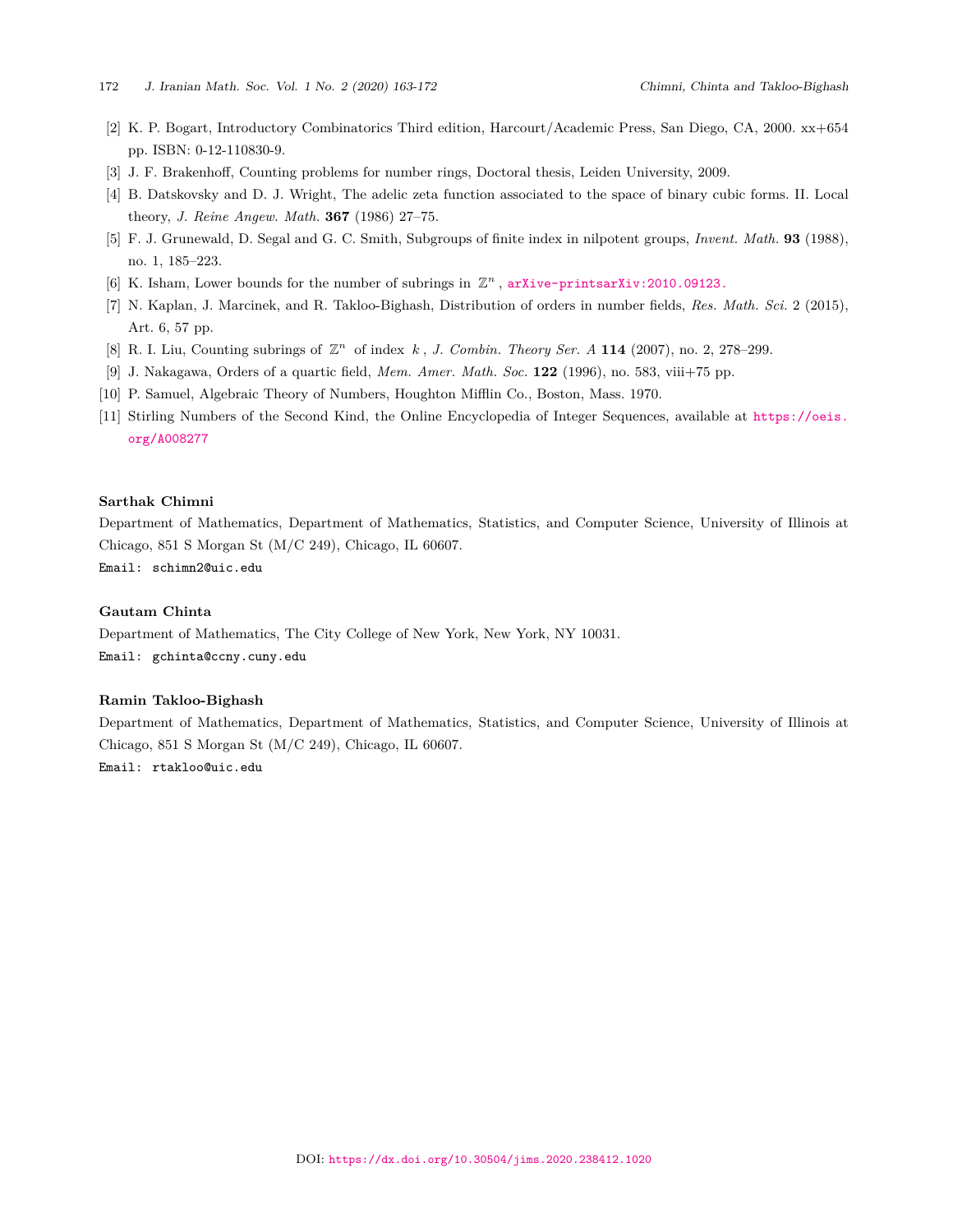[2] K. P. Bogart, Introductory Combinatorics Third edition, Harcourt/Academic Press, San Diego, CA, 2000. xx+654 pp. ISBN: 0-12-110830-9.

[3] J. F. Brakenhoff, Counting problems for number rings, Doctoral thesis, Leiden University, 2009.

[4] B. Datskovsky and D. J. Wright, The adelic zeta function associated to the space of binary cubic forms. II. Local theory, *J. Reine Angew. Math.* **367** (1986) 27–75.

[5] F. J. Grunewald, D. Segal and G. C. Smith, Subgroups of finite index in nilpotent groups, *Invent. Math.* **93** (1988), no. 1, 185–223.

[6] K. Isham, Lower bounds for the number of subrings in $\mathbb{Z}^n$, arXive-printsarXiv:2010.09123.

[7] N. Kaplan, J. Marcinek, and R. Takloo-Bighash, Distribution of orders in number fields, *Res. Math. Sci.* 2 (2015), Art. 6, 57 pp.

[8] R. I. Liu, Counting subrings of $\mathbb{Z}^n$ of index $k$, *J. Combin. Theory Ser. A* **114** (2007), no. 2, 278–299.

[9] J. Nakagawa, Orders of a quartic field, *Mem. Amer. Math. Soc.* **122** (1996), no. 583, viii+75 pp.

[10] P. Samuel, Algebraic Theory of Numbers, Houghton Mifflin Co., Boston, Mass. 1970.

[11] Stirling Numbers of the Second Kind, the Online Encyclopedia of Integer Sequences, available at https://oeis.org/A008277

**Sarthak Chimni**

Department of Mathematics, Department of Mathematics, Statistics, and Computer Science, University of Illinois at Chicago, 851 S Morgan St (M/C 249), Chicago, IL 60607.

Email: schimn2@uic.edu

**Gautam Chinta**

Department of Mathematics, The City College of New York, New York, NY 10031.

Email: gchinta@ccny.cuny.edu

**Ramin Takloo-Bighash**

Department of Mathematics, Department of Mathematics, Statistics, and Computer Science, University of Illinois at Chicago, 851 S Morgan St (M/C 249), Chicago, IL 60607.

Email: rtakloo@uic.edu

DOI: https://dx.doi.org/10.30504/jims.2020.238412.1020